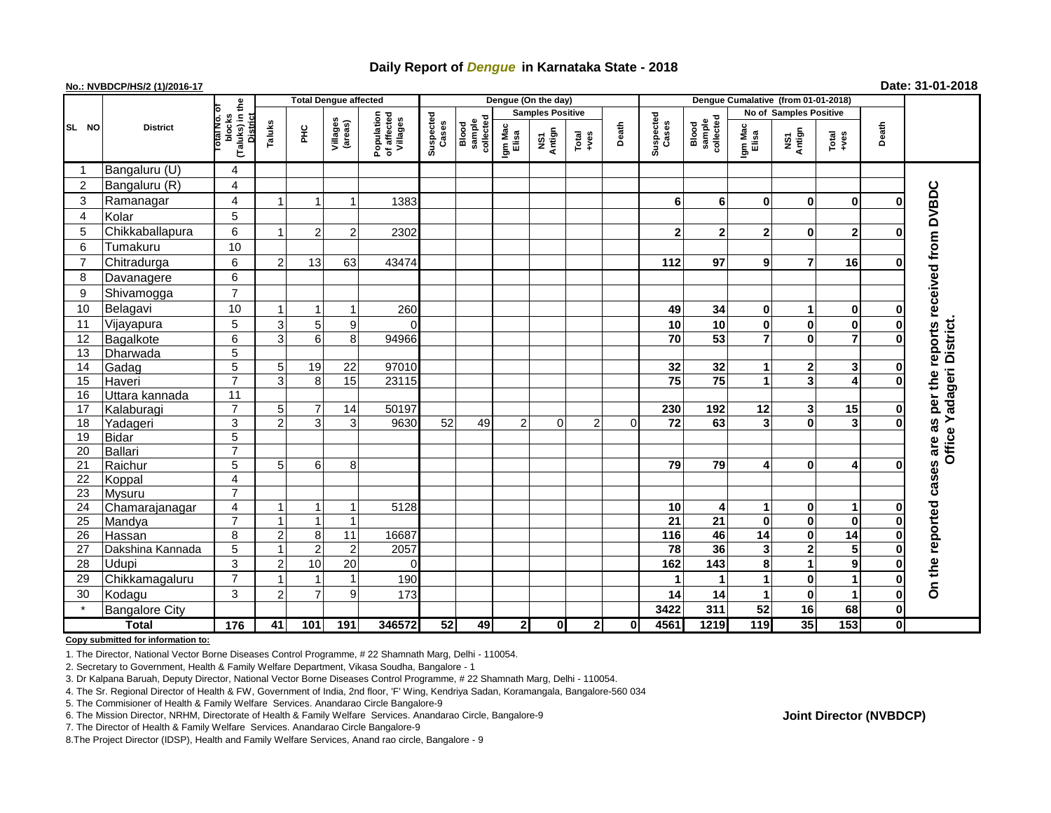# Daily Report of *Dengue* in Karnataka State - 2018

**No.: NVBDCP/HS/2 (1)/2016-17**

**Date: 31-01-2018**

| SL NO | District | Total No. of blocks (Taluks) in the District | Total Dengue affected | | | | Dengue (On the day) | | | | | | | Dengue Cumalative (from 01-01-2018) | | | | | | | |
|---|---|---|---|---|---|---|---|---|---|---|---|---|---|---|---|---|---|---|---|---|
| | | | Taluks | PHC | Villages (areas) | Population of affected Villages | Suspected Cases | Blood sample collected | Samples Positive | | | Death | Suspected Cases | Blood sample collected | No of Samples Positive | | | Death | |
| | | | | | | | | | Igm Mac Elisa | NS1 Antign | Total +ves | | | | Igm Mac Elisa | NS1 Antign | Total +ves | | |
| 1 | Bangaluru (U) | 4 | | | | | | | | | | | | | | | | | On the reported cases are as per the reports received from DVBDC Office Yadageri District. |
| 2 | Bangaluru (R) | 4 | | | | | | | | | | | | | | | | | |
| 3 | Ramanagar | 4 | 1 | 1 | 1 | 1383 | | | | | | | 6 | 6 | 0 | 0 | 0 | 0 | |
| 4 | Kolar | 5 | | | | | | | | | | | | | | | | | |
| 5 | Chikkaballapura | 6 | 1 | 2 | 2 | 2302 | | | | | | | 2 | 2 | 2 | 0 | 2 | 0 | |
| 6 | Tumakuru | 10 | | | | | | | | | | | | | | | | | |
| 7 | Chitradurga | 6 | 2 | 13 | 63 | 43474 | | | | | | | 112 | 97 | 9 | 7 | 16 | 0 | |
| 8 | Davanagere | 6 | | | | | | | | | | | | | | | | | |
| 9 | Shivamogga | 7 | | | | | | | | | | | | | | | | | |
| 10 | Belagavi | 10 | 1 | 1 | 1 | 260 | | | | | | | 49 | 34 | 0 | 1 | 0 | 0 | |
| 11 | Vijayapura | 5 | 3 | 5 | 9 | 0 | | | | | | | 10 | 10 | 0 | 0 | 0 | 0 | |
| 12 | Bagalkote | 6 | 3 | 6 | 8 | 94966 | | | | | | | 70 | 53 | 7 | 0 | 7 | 0 | |
| 13 | Dharwada | 5 | | | | | | | | | | | | | | | | | |
| 14 | Gadag | 5 | 5 | 19 | 22 | 97010 | | | | | | | 32 | 32 | 1 | 2 | 3 | 0 | |
| 15 | Haveri | 7 | 3 | 8 | 15 | 23115 | | | | | | | 75 | 75 | 1 | 3 | 4 | 0 | |
| 16 | Uttara kannada | 11 | | | | | | | | | | | | | | | | | |
| 17 | Kalaburagi | 7 | 5 | 7 | 14 | 50197 | | | | | | | 230 | 192 | 12 | 3 | 15 | 0 | |
| 18 | Yadageri | 3 | 2 | 3 | 3 | 9630 | 52 | 49 | 2 | 0 | 2 | 0 | 72 | 63 | 3 | 0 | 3 | 0 | |
| 19 | Bidar | 5 | | | | | | | | | | | | | | | | | |
| 20 | Ballari | 7 | | | | | | | | | | | | | | | | | |
| 21 | Raichur | 5 | 5 | 6 | 8 | | | | | | | | 79 | 79 | 4 | 0 | 4 | 0 | |
| 22 | Koppal | 4 | | | | | | | | | | | | | | | | | |
| 23 | Mysuru | 7 | | | | | | | | | | | | | | | | | |
| 24 | Chamarajanagar | 4 | 1 | 1 | 1 | 5128 | | | | | | | 10 | 4 | 1 | 0 | 1 | 0 | |
| 25 | Mandya | 7 | 1 | 1 | 1 | | | | | | | | 21 | 21 | 0 | 0 | 0 | 0 | |
| 26 | Hassan | 8 | 2 | 8 | 11 | 16687 | | | | | | | 116 | 46 | 14 | 0 | 14 | 0 | |
| 27 | Dakshina Kannada | 5 | 1 | 2 | 2 | 2057 | | | | | | | 78 | 36 | 3 | 2 | 5 | 0 | |
| 28 | Udupi | 3 | 2 | 10 | 20 | 0 | | | | | | | 162 | 143 | 8 | 1 | 9 | 0 | |
| 29 | Chikkamagaluru | 7 | 1 | 1 | 1 | 190 | | | | | | | 1 | 1 | 1 | 0 | 1 | 0 | |
| 30 | Kodagu | 3 | 2 | 7 | 9 | 173 | | | | | | | 14 | 14 | 1 | 0 | 1 | 0 | |
| * | Bangalore City | | | | | | | | | | | | 3422 | 311 | 52 | 16 | 68 | 0 | |
| **Total** | | **176** | **41** | **101** | **191** | **346572** | **52** | **49** | **2** | **0** | **2** | **0** | **4561** | **1219** | **119** | **35** | **153** | **0** | |

**Copy submitted for information to:**

1. The Director, National Vector Borne Diseases Control Programme, # 22 Shamnath Marg, Delhi - 110054.
2. Secretary to Government, Health & Family Welfare Department, Vikasa Soudha, Bangalore - 1
3. Dr Kalpana Baruah, Deputy Director, National Vector Borne Diseases Control Programme, # 22 Shamnath Marg, Delhi - 110054.
4. The Sr. Regional Director of Health & FW, Government of India, 2nd floor, 'F' Wing, Kendriya Sadan, Koramangala, Bangalore-560 034
5. The Commisioner of Health & Family Welfare Services. Anandarao Circle Bangalore-9
6. The Mission Director, NRHM, Directorate of Health & Family Welfare Services. Anandarao Circle, Bangalore-9
7. The Director of Health & Family Welfare Services. Anandarao Circle Bangalore-9
8. The Project Director (IDSP), Health and Family Welfare Services, Anand rao circle, Bangalore - 9

**Joint Director (NVBDCP)**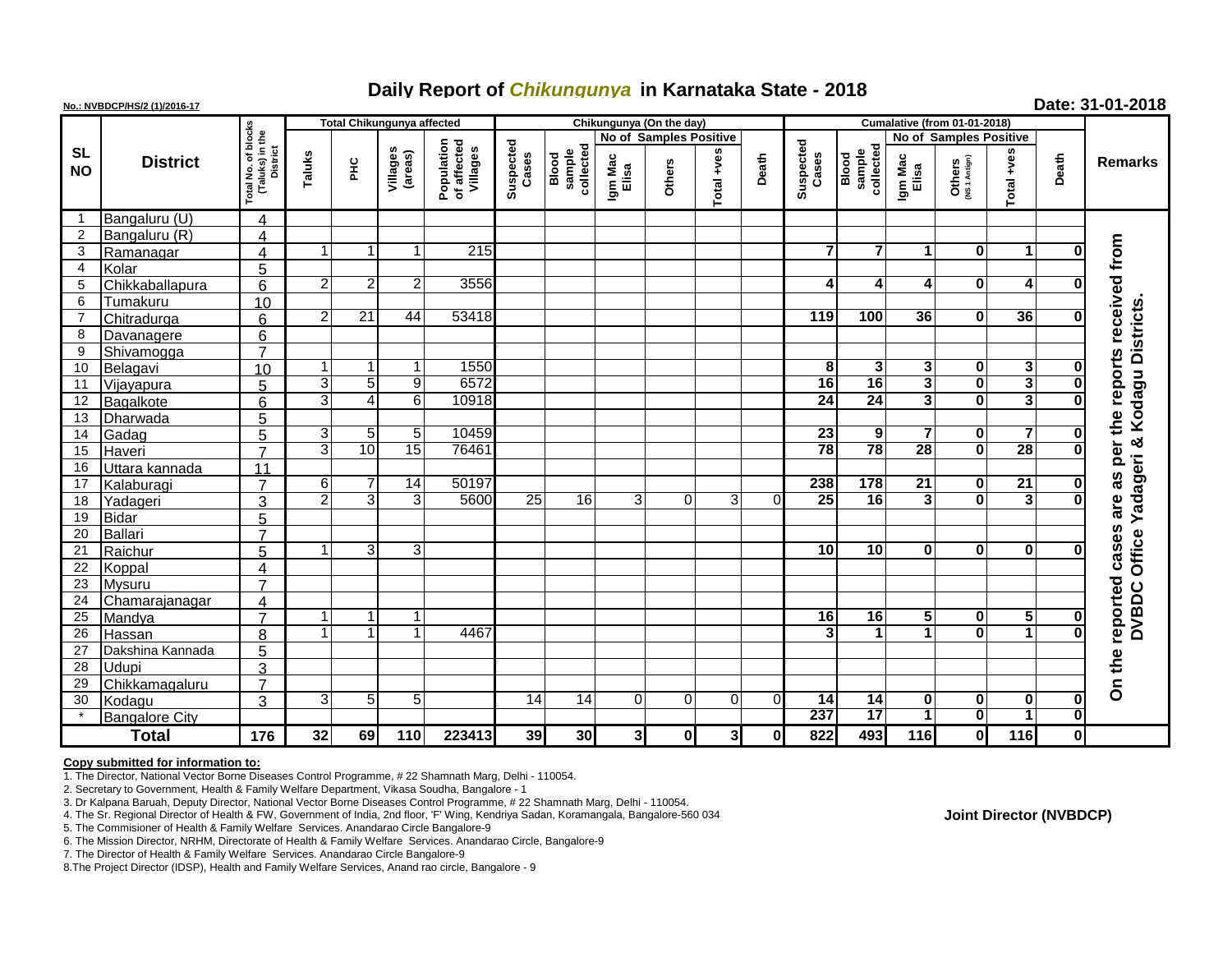# Daily Report of *Chikungunya* in Karnataka State - 2018

**No.: NVBDCP/HS/2 (1)/2016-17**

**Date: 31-01-2018**

| SL NO | District | Total No. of blocks (Taluks) in the District | Total Chikungunya affected | | | | Chikungunya (On the day) | | | | | | Cumalative (from 01-01-2018) | | | | | | Remarks |
|---|---|---|---|---|---|---|---|---|---|---|---|---|---|---|---|---|---|---|---|
| | | | Taluks | PHC | Villages (areas) | Population of affected Villages | Suspected Cases | Blood sample collected | No of Samples Positive | | | Death | Suspected Cases | Blood sample collected | No of Samples Positive | | | Death | |
| | | | | | | | | | Igm Mac Elisa | Others | Total +ves | | | | Igm Mac Elisa | Others (NS 1 Antign) | Total +ves | | |
| 1 | Bangaluru (U) | 4 | | | | | | | | | | | | | | | | | On the reported cases are as per the reports received from DVBDC Office Yadageri & Kodagu Districts. |
| 2 | Bangaluru (R) | 4 | | | | | | | | | | | | | | | | | |
| 3 | Ramanagar | 4 | 1 | 1 | 1 | 215 | | | | | | | 7 | 7 | 1 | 0 | 1 | 0 | |
| 4 | Kolar | 5 | | | | | | | | | | | | | | | | | |
| 5 | Chikkaballapura | 6 | 2 | 2 | 2 | 3556 | | | | | | | 4 | 4 | 4 | 0 | 4 | 0 | |
| 6 | Tumakuru | 10 | | | | | | | | | | | | | | | | | |
| 7 | Chitradurga | 6 | 2 | 21 | 44 | 53418 | | | | | | | 119 | 100 | 36 | 0 | 36 | 0 | |
| 8 | Davanagere | 6 | | | | | | | | | | | | | | | | | |
| 9 | Shivamogga | 7 | | | | | | | | | | | | | | | | | |
| 10 | Belagavi | 10 | 1 | 1 | 1 | 1550 | | | | | | | 8 | 3 | 3 | 0 | 3 | 0 | |
| 11 | Vijayapura | 5 | 3 | 5 | 9 | 6572 | | | | | | | 16 | 16 | 3 | 0 | 3 | 0 | |
| 12 | Bagalkote | 6 | 3 | 4 | 6 | 10918 | | | | | | | 24 | 24 | 3 | 0 | 3 | 0 | |
| 13 | Dharwada | 5 | | | | | | | | | | | | | | | | | |
| 14 | Gadag | 5 | 3 | 5 | 5 | 10459 | | | | | | | 23 | 9 | 7 | 0 | 7 | 0 | |
| 15 | Haveri | 7 | 3 | 10 | 15 | 76461 | | | | | | | 78 | 78 | 28 | 0 | 28 | 0 | |
| 16 | Uttara kannada | 11 | | | | | | | | | | | | | | | | | |
| 17 | Kalaburagi | 7 | 6 | 7 | 14 | 50197 | | | | | | | 238 | 178 | 21 | 0 | 21 | 0 | |
| 18 | Yadageri | 3 | 2 | 3 | 3 | 5600 | 25 | 16 | 3 | 0 | 3 | 0 | 25 | 16 | 3 | 0 | 3 | 0 | |
| 19 | Bidar | 5 | | | | | | | | | | | | | | | | | |
| 20 | Ballari | 7 | | | | | | | | | | | | | | | | | |
| 21 | Raichur | 5 | 1 | 3 | 3 | | | | | | | | 10 | 10 | 0 | 0 | 0 | 0 | |
| 22 | Koppal | 4 | | | | | | | | | | | | | | | | | |
| 23 | Mysuru | 7 | | | | | | | | | | | | | | | | | |
| 24 | Chamarajanagar | 4 | | | | | | | | | | | | | | | | | |
| 25 | Mandya | 7 | 1 | 1 | 1 | | | | | | | | 16 | 16 | 5 | 0 | 5 | 0 | |
| 26 | Hassan | 8 | 1 | 1 | 1 | 4467 | | | | | | | 3 | 1 | 1 | 0 | 1 | 0 | |
| 27 | Dakshina Kannada | 5 | | | | | | | | | | | | | | | | | |
| 28 | Udupi | 3 | | | | | | | | | | | | | | | | | |
| 29 | Chikkamagaluru | 7 | | | | | | | | | | | | | | | | | |
| 30 | Kodagu | 3 | 3 | 5 | 5 | | 14 | 14 | 0 | 0 | 0 | 0 | 14 | 14 | 0 | 0 | 0 | 0 | |
| * | Bangalore City | | | | | | | | | | | | 237 | 17 | 1 | 0 | 1 | 0 | |
| **Total** | | **176** | **32** | **69** | **110** | **223413** | **39** | **30** | **3** | **0** | **3** | **0** | **822** | **493** | **116** | **0** | **116** | **0** | |

**Copy submitted for information to:**

1. The Director, National Vector Borne Diseases Control Programme, # 22 Shamnath Marg, Delhi - 110054.
2. Secretary to Government, Health & Family Welfare Department, Vikasa Soudha, Bangalore - 1
3. Dr Kalpana Baruah, Deputy Director, National Vector Borne Diseases Control Programme, # 22 Shamnath Marg, Delhi - 110054.
4. The Sr. Regional Director of Health & FW, Government of India, 2nd floor, 'F' Wing, Kendriya Sadan, Koramangala, Bangalore-560 034
5. The Commisioner of Health & Family Welfare Services. Anandarao Circle Bangalore-9
6. The Mission Director, NRHM, Directorate of Health & Family Welfare Services. Anandarao Circle, Bangalore-9
7. The Director of Health & Family Welfare Services. Anandarao Circle Bangalore-9
8. The Project Director (IDSP), Health and Family Welfare Services, Anand rao circle, Bangalore - 9

**Joint Director (NVBDCP)**